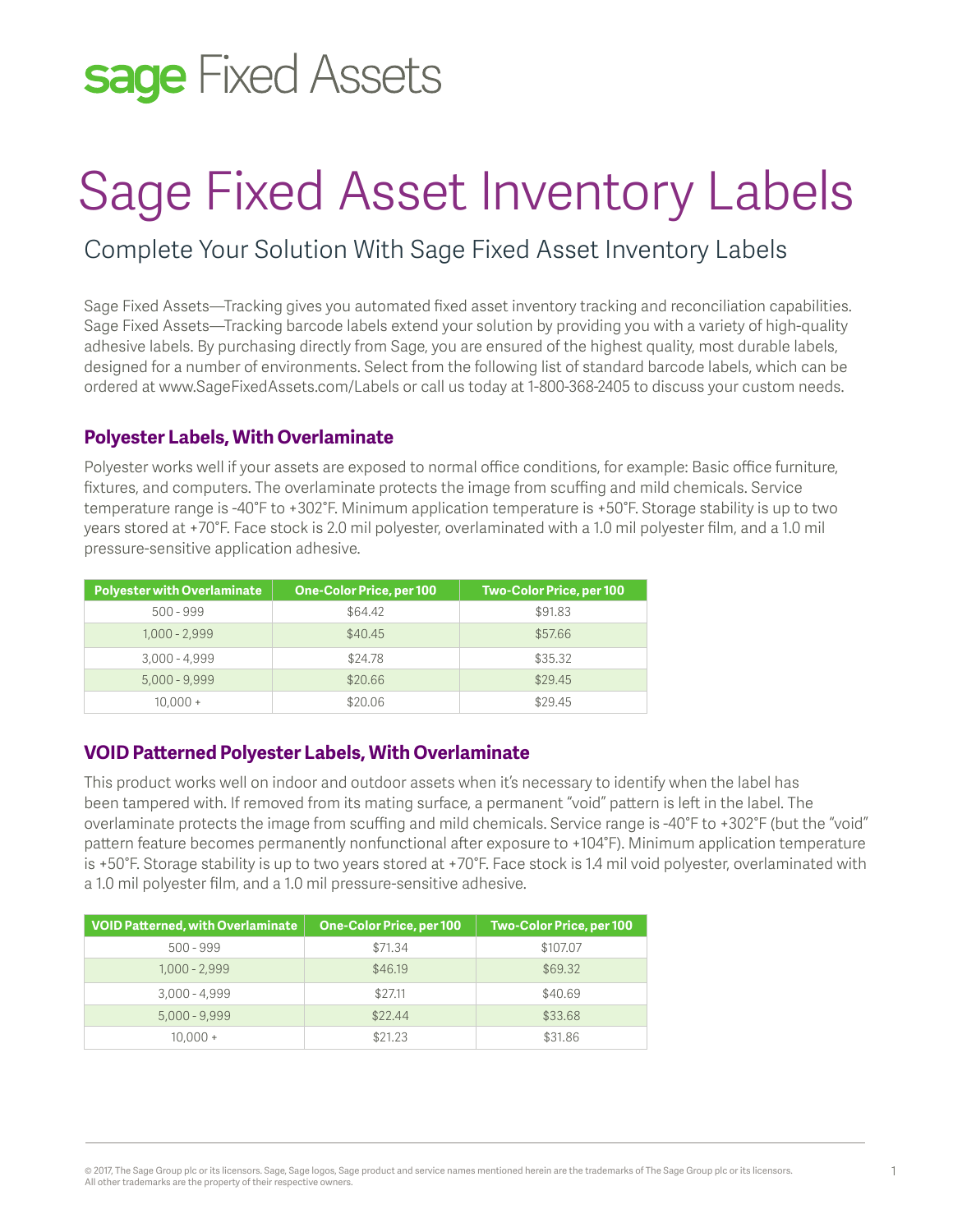# sage Fixed Assets

# Sage Fixed Asset Inventory Labels

## Complete Your Solution With Sage Fixed Asset Inventory Labels

Sage Fixed Assets—Tracking gives you automated fixed asset inventory tracking and reconciliation capabilities. Sage Fixed Assets—Tracking barcode labels extend your solution by providing you with a variety of high-quality adhesive labels. By purchasing directly from Sage, you are ensured of the highest quality, most durable labels, designed for a number of environments. Select from the following list of standard barcode labels, which can be ordered at www.SageFixedAssets.com/Labels or call us today at 1-800-368-2405 to discuss your custom needs.

### Polyester Labels, With Overlaminate

Polyester works well if your assets are exposed to normal office conditions, for example: Basic office furniture, fixtures, and computers. The overlaminate protects the image from scuffing and mild chemicals. Service temperature range is -40°F to +302°F. Minimum application temperature is +50°F. Storage stability is up to two years stored at +70°F. Face stock is 2.0 mil polyester, overlaminated with a 1.0 mil polyester film, and a 1.0 mil pressure-sensitive application adhesive.

| Polyester with Overlaminate | One-Color Price, per 100 | Two-Color Price, per 100 |
|---|---|---|
| 500 - 999 | $64.42 | $91.83 |
| 1,000 - 2,999 | $40.45 | $57.66 |
| 3,000 - 4,999 | $24.78 | $35.32 |
| 5,000 - 9,999 | $20.66 | $29.45 |
| 10,000 + | $20.06 | $29.45 |

### VOID Patterned Polyester Labels, With Overlaminate

This product works well on indoor and outdoor assets when it's necessary to identify when the label has been tampered with. If removed from its mating surface, a permanent "void" pattern is left in the label. The overlaminate protects the image from scuffing and mild chemicals. Service range is -40°F to +302°F (but the "void" pattern feature becomes permanently nonfunctional after exposure to +104°F). Minimum application temperature is +50°F. Storage stability is up to two years stored at +70°F. Face stock is 1.4 mil void polyester, overlaminated with a 1.0 mil polyester film, and a 1.0 mil pressure-sensitive adhesive.

| VOID Patterned, with Overlaminate | One-Color Price, per 100 | Two-Color Price, per 100 |
|---|---|---|
| 500 - 999 | $71.34 | $107.07 |
| 1,000 - 2,999 | $46.19 | $69.32 |
| 3,000 - 4,999 | $27.11 | $40.69 |
| 5,000 - 9,999 | $22.44 | $33.68 |
| 10,000 + | $21.23 | $31.86 |

© 2017, The Sage Group plc or its licensors. Sage, Sage logos, Sage product and service names mentioned herein are the trademarks of The Sage Group plc or its licensors. All other trademarks are the property of their respective owners.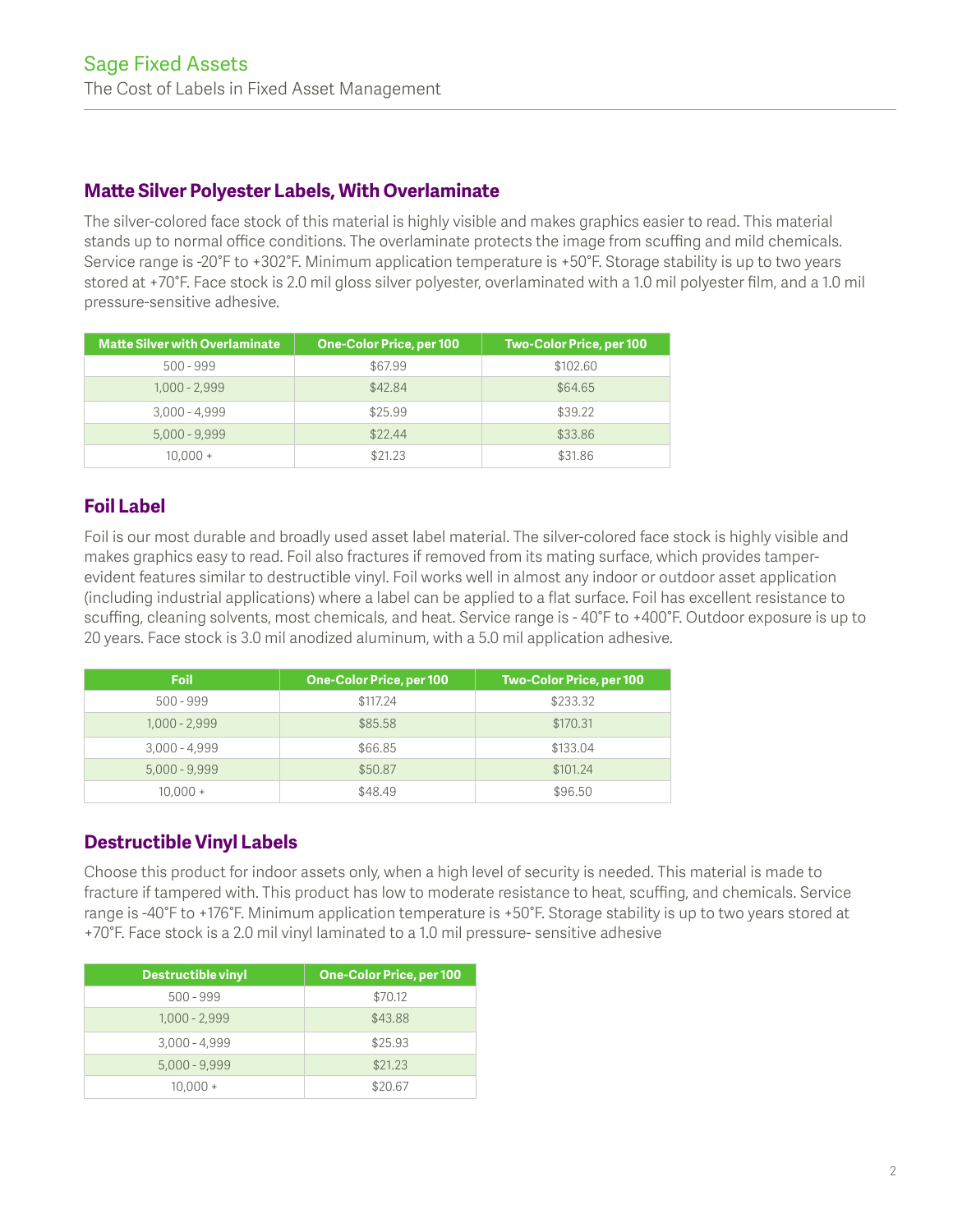## Matte Silver Polyester Labels, With Overlaminate

The silver-colored face stock of this material is highly visible and makes graphics easier to read. This material stands up to normal office conditions. The overlaminate protects the image from scuffing and mild chemicals. Service range is -20°F to +302°F. Minimum application temperature is +50°F. Storage stability is up to two years stored at +70°F. Face stock is 2.0 mil gloss silver polyester, overlaminated with a 1.0 mil polyester film, and a 1.0 mil pressure-sensitive adhesive.

| Matte Silver with Overlaminate | One-Color Price, per 100 | Two-Color Price, per 100 |
|---|---|---|
| 500 - 999 | $67.99 | $102.60 |
| 1,000 - 2,999 | $42.84 | $64.65 |
| 3,000 - 4,999 | $25.99 | $39.22 |
| 5,000 - 9,999 | $22.44 | $33.86 |
| 10,000 + | $21.23 | $31.86 |

## Foil Label

Foil is our most durable and broadly used asset label material. The silver-colored face stock is highly visible and makes graphics easy to read. Foil also fractures if removed from its mating surface, which provides tamper-evident features similar to destructible vinyl. Foil works well in almost any indoor or outdoor asset application (including industrial applications) where a label can be applied to a flat surface. Foil has excellent resistance to scuffing, cleaning solvents, most chemicals, and heat. Service range is - 40°F to +400°F. Outdoor exposure is up to 20 years. Face stock is 3.0 mil anodized aluminum, with a 5.0 mil application adhesive.

| Foil | One-Color Price, per 100 | Two-Color Price, per 100 |
|---|---|---|
| 500 - 999 | $117.24 | $233.32 |
| 1,000 - 2,999 | $85.58 | $170.31 |
| 3,000 - 4,999 | $66.85 | $133.04 |
| 5,000 - 9,999 | $50.87 | $101.24 |
| 10,000 + | $48.49 | $96.50 |

## Destructible Vinyl Labels

Choose this product for indoor assets only, when a high level of security is needed. This material is made to fracture if tampered with. This product has low to moderate resistance to heat, scuffing, and chemicals. Service range is -40°F to +176°F. Minimum application temperature is +50°F. Storage stability is up to two years stored at +70°F. Face stock is a 2.0 mil vinyl laminated to a 1.0 mil pressure- sensitive adhesive

| Destructible vinyl | One-Color Price, per 100 |
|---|---|
| 500 - 999 | $70.12 |
| 1,000 - 2,999 | $43.88 |
| 3,000 - 4,999 | $25.93 |
| 5,000 - 9,999 | $21.23 |
| 10,000 + | $20.67 |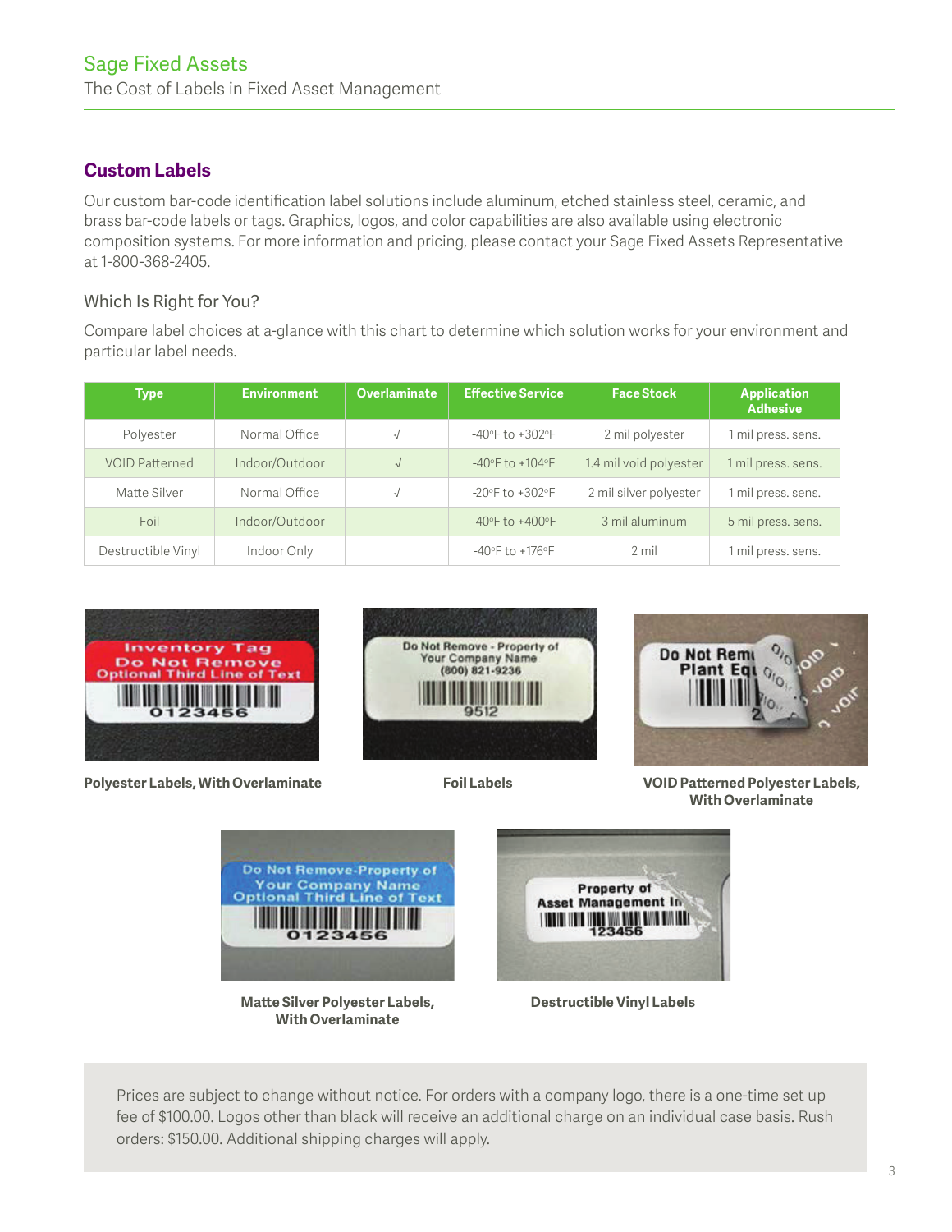## Custom Labels

Our custom bar-code identification label solutions include aluminum, etched stainless steel, ceramic, and brass bar-code labels or tags. Graphics, logos, and color capabilities are also available using electronic composition systems. For more information and pricing, please contact your Sage Fixed Assets Representative at 1-800-368-2405.

### Which Is Right for You?

Compare label choices at a-glance with this chart to determine which solution works for your environment and particular label needs.

| Type | Environment | Overlaminate | Effective Service | Face Stock | Application Adhesive |
|---|---|---|---|---|---|
| Polyester | Normal Office | √ | -40°F to +302°F | 2 mil polyester | 1 mil press. sens. |
| VOID Patterned | Indoor/Outdoor | √ | -40°F to +104°F | 1.4 mil void polyester | 1 mil press. sens. |
| Matte Silver | Normal Office | √ | -20°F to +302°F | 2 mil silver polyester | 1 mil press. sens. |
| Foil | Indoor/Outdoor | | -40°F to +400°F | 3 mil aluminum | 5 mil press. sens. |
| Destructible Vinyl | Indoor Only | | -40°F to +176°F | 2 mil | 1 mil press. sens. |

**Polyester Labels, With Overlaminate**

**Foil Labels**

**VOID Patterned Polyester Labels, With Overlaminate**

**Matte Silver Polyester Labels, With Overlaminate**

**Destructible Vinyl Labels**

Prices are subject to change without notice. For orders with a company logo, there is a one-time set up fee of $100.00. Logos other than black will receive an additional charge on an individual case basis. Rush orders: $150.00. Additional shipping charges will apply.